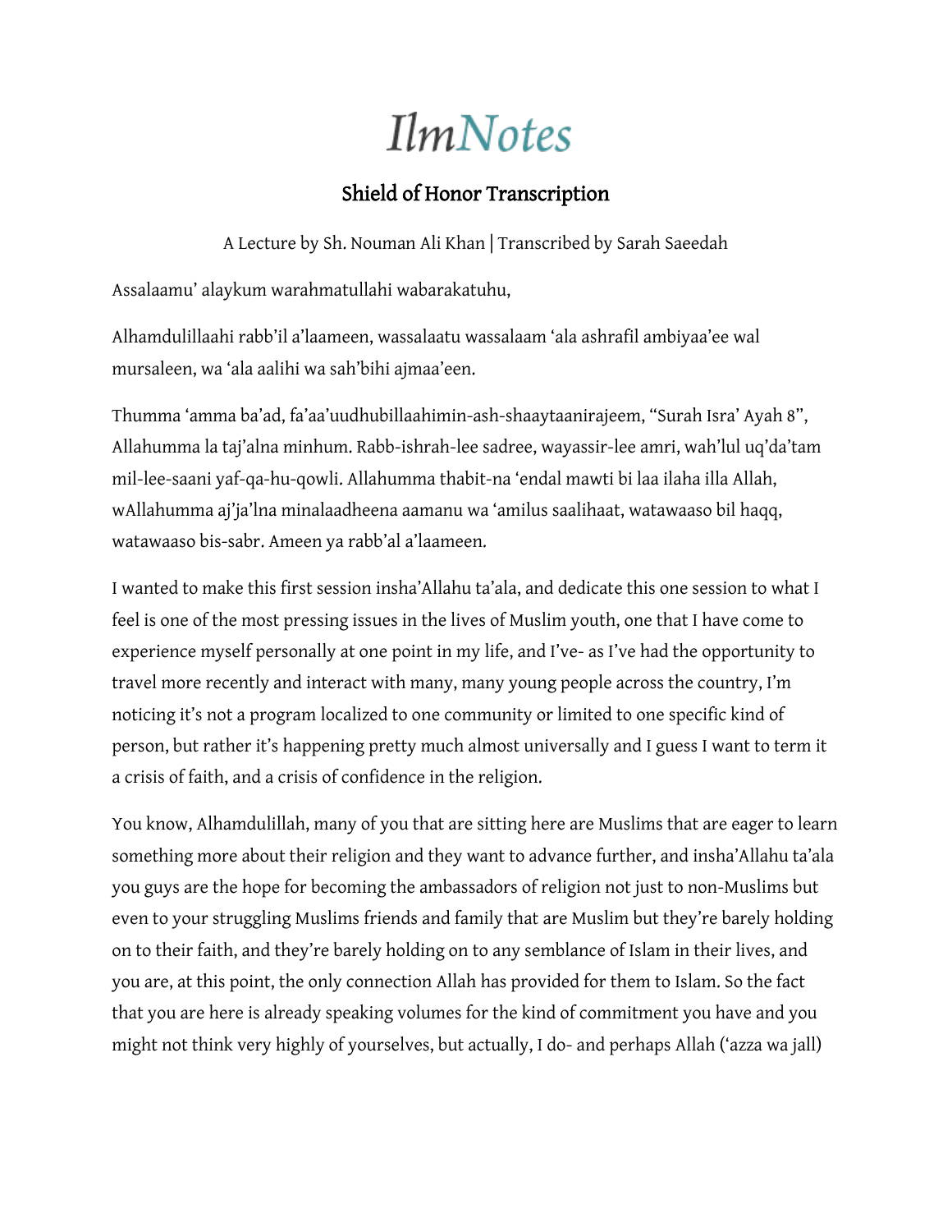# IlmNotes

## Shield of Honor Transcription

A Lecture by Sh. Nouman Ali Khan | Transcribed by Sarah Saeedah

Assalaamu' alaykum warahmatullahi wabarakatuhu,

Alhamdulillaahi rabb'il a'laameen, wassalaatu wassalaam 'ala ashrafil ambiyaa'ee wal mursaleen, wa 'ala aalihi wa sah'bihi ajmaa'een.

Thumma 'amma ba'ad, fa'aa'uudhubillaahimin-ash-shaaytaanirajeem, "Surah Isra' Ayah 8", Allahumma la taj'alna minhum. Rabb-ishrah-lee sadree, wayassir-lee amri, wah'lul uq'da'tam mil-lee-saani yaf-qa-hu-qowli. Allahumma thabit-na 'endal mawti bi laa ilaha illa Allah, wAllahumma aj'ja'lna minalaadheena aamanu wa 'amilus saalihaat, watawaaso bil haqq, watawaaso bis-sabr. Ameen ya rabb'al a'laameen.

I wanted to make this first session insha'Allahu ta'ala, and dedicate this one session to what I feel is one of the most pressing issues in the lives of Muslim youth, one that I have come to experience myself personally at one point in my life, and I've- as I've had the opportunity to travel more recently and interact with many, many young people across the country, I'm noticing it's not a program localized to one community or limited to one specific kind of person, but rather it's happening pretty much almost universally and I guess I want to term it a crisis of faith, and a crisis of confidence in the religion.

You know, Alhamdulillah, many of you that are sitting here are Muslims that are eager to learn something more about their religion and they want to advance further, and insha'Allahu ta'ala you guys are the hope for becoming the ambassadors of religion not just to non-Muslims but even to your struggling Muslims friends and family that are Muslim but they're barely holding on to their faith, and they're barely holding on to any semblance of Islam in their lives, and you are, at this point, the only connection Allah has provided for them to Islam. So the fact that you are here is already speaking volumes for the kind of commitment you have and you might not think very highly of yourselves, but actually, I do- and perhaps Allah ('azza wa jall)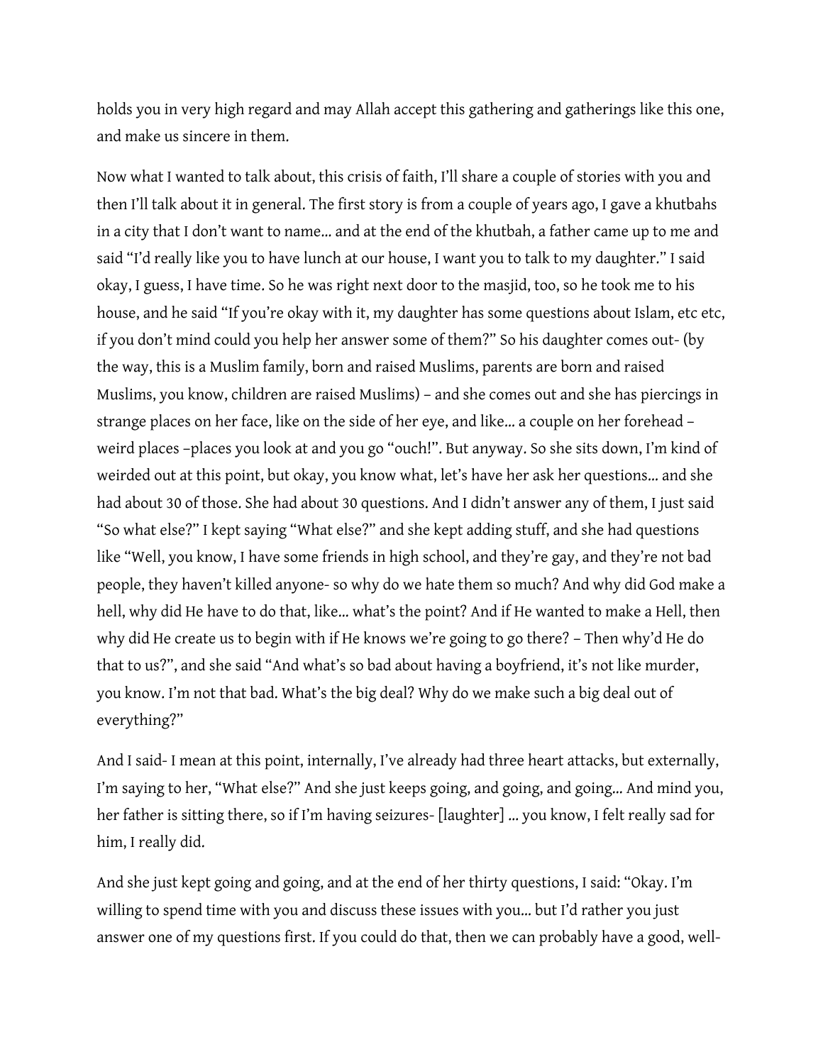holds you in very high regard and may Allah accept this gathering and gatherings like this one, and make us sincere in them.

Now what I wanted to talk about, this crisis of faith, I'll share a couple of stories with you and then I'll talk about it in general. The first story is from a couple of years ago, I gave a khutbahs in a city that I don't want to name… and at the end of the khutbah, a father came up to me and said "I'd really like you to have lunch at our house, I want you to talk to my daughter." I said okay, I guess, I have time. So he was right next door to the masjid, too, so he took me to his house, and he said "If you're okay with it, my daughter has some questions about Islam, etc etc, if you don't mind could you help her answer some of them?" So his daughter comes out- (by the way, this is a Muslim family, born and raised Muslims, parents are born and raised Muslims, you know, children are raised Muslims) – and she comes out and she has piercings in strange places on her face, like on the side of her eye, and like… a couple on her forehead – weird places –places you look at and you go "ouch!". But anyway. So she sits down, I'm kind of weirded out at this point, but okay, you know what, let's have her ask her questions… and she had about 30 of those. She had about 30 questions. And I didn't answer any of them, I just said "So what else?" I kept saying "What else?" and she kept adding stuff, and she had questions like "Well, you know, I have some friends in high school, and they're gay, and they're not bad people, they haven't killed anyone- so why do we hate them so much? And why did God make a hell, why did He have to do that, like… what's the point? And if He wanted to make a Hell, then why did He create us to begin with if He knows we're going to go there? – Then why'd He do that to us?", and she said "And what's so bad about having a boyfriend, it's not like murder, you know. I'm not that bad. What's the big deal? Why do we make such a big deal out of everything?"

And I said- I mean at this point, internally, I've already had three heart attacks, but externally, I'm saying to her, "What else?" And she just keeps going, and going, and going… And mind you, her father is sitting there, so if I'm having seizures- [laughter] … you know, I felt really sad for him, I really did.

And she just kept going and going, and at the end of her thirty questions, I said: "Okay. I'm willing to spend time with you and discuss these issues with you… but I'd rather you just answer one of my questions first. If you could do that, then we can probably have a good, well-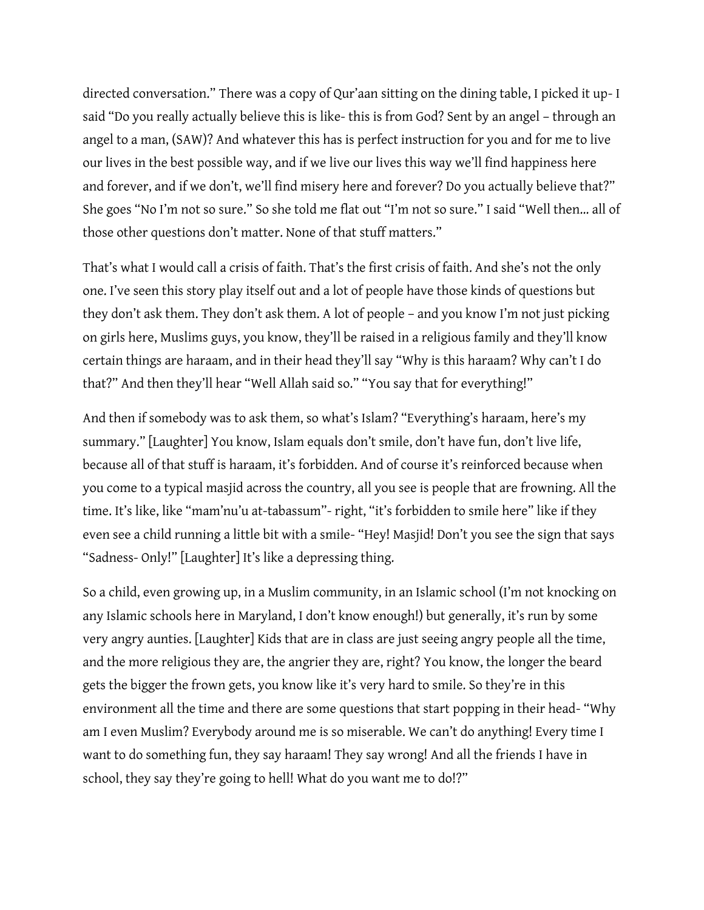directed conversation." There was a copy of Qur'aan sitting on the dining table, I picked it up- I said "Do you really actually believe this is like- this is from God? Sent by an angel – through an angel to a man, (SAW)? And whatever this has is perfect instruction for you and for me to live our lives in the best possible way, and if we live our lives this way we'll find happiness here and forever, and if we don't, we'll find misery here and forever? Do you actually believe that?" She goes "No I'm not so sure." So she told me flat out "I'm not so sure." I said "Well then... all of those other questions don't matter. None of that stuff matters."

That's what I would call a crisis of faith. That's the first crisis of faith. And she's not the only one. I've seen this story play itself out and a lot of people have those kinds of questions but they don't ask them. They don't ask them. A lot of people – and you know I'm not just picking on girls here, Muslims guys, you know, they'll be raised in a religious family and they'll know certain things are haraam, and in their head they'll say "Why is this haraam? Why can't I do that?" And then they'll hear "Well Allah said so." "You say that for everything!"

And then if somebody was to ask them, so what's Islam? "Everything's haraam, here's my summary." [Laughter] You know, Islam equals don't smile, don't have fun, don't live life, because all of that stuff is haraam, it's forbidden. And of course it's reinforced because when you come to a typical masjid across the country, all you see is people that are frowning. All the time. It's like, like "mam'nu'u at-tabassum"- right, "it's forbidden to smile here" like if they even see a child running a little bit with a smile- "Hey! Masjid! Don't you see the sign that says "Sadness- Only!" [Laughter] It's like a depressing thing.

So a child, even growing up, in a Muslim community, in an Islamic school (I'm not knocking on any Islamic schools here in Maryland, I don't know enough!) but generally, it's run by some very angry aunties. [Laughter] Kids that are in class are just seeing angry people all the time, and the more religious they are, the angrier they are, right? You know, the longer the beard gets the bigger the frown gets, you know like it's very hard to smile. So they're in this environment all the time and there are some questions that start popping in their head- "Why am I even Muslim? Everybody around me is so miserable. We can't do anything! Every time I want to do something fun, they say haraam! They say wrong! And all the friends I have in school, they say they're going to hell! What do you want me to do!?"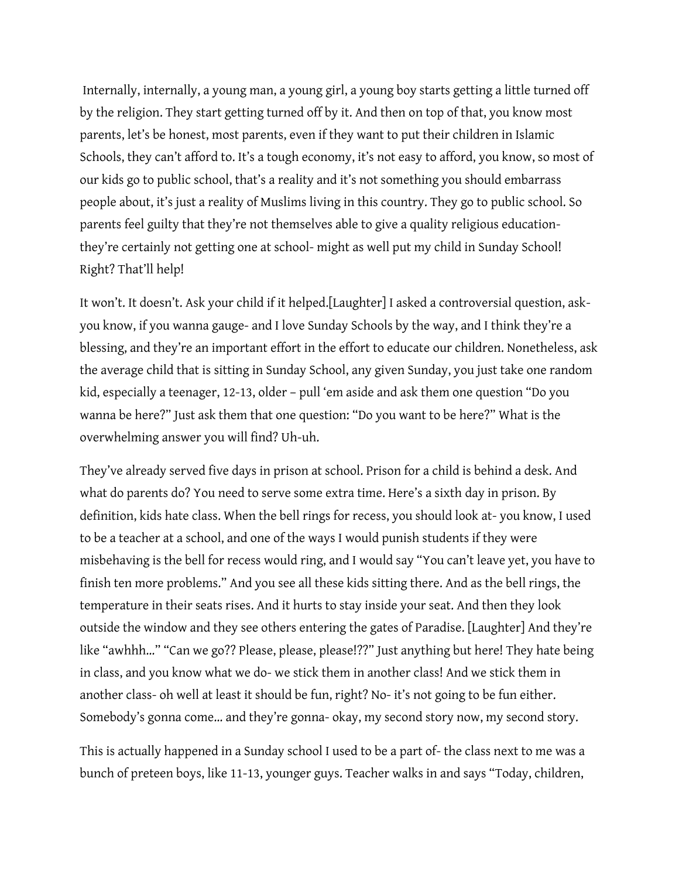Internally, internally, a young man, a young girl, a young boy starts getting a little turned off by the religion. They start getting turned off by it. And then on top of that, you know most parents, let's be honest, most parents, even if they want to put their children in Islamic Schools, they can't afford to. It's a tough economy, it's not easy to afford, you know, so most of our kids go to public school, that's a reality and it's not something you should embarrass people about, it's just a reality of Muslims living in this country. They go to public school. So parents feel guilty that they're not themselves able to give a quality religious education- they're certainly not getting one at school- might as well put my child in Sunday School! Right? That'll help!

It won't. It doesn't. Ask your child if it helped.[Laughter] I asked a controversial question, ask- you know, if you wanna gauge- and I love Sunday Schools by the way, and I think they're a blessing, and they're an important effort in the effort to educate our children. Nonetheless, ask the average child that is sitting in Sunday School, any given Sunday, you just take one random kid, especially a teenager, 12-13, older – pull 'em aside and ask them one question "Do you wanna be here?" Just ask them that one question: "Do you want to be here?" What is the overwhelming answer you will find? Uh-uh.

They've already served five days in prison at school. Prison for a child is behind a desk. And what do parents do? You need to serve some extra time. Here's a sixth day in prison. By definition, kids hate class. When the bell rings for recess, you should look at- you know, I used to be a teacher at a school, and one of the ways I would punish students if they were misbehaving is the bell for recess would ring, and I would say "You can't leave yet, you have to finish ten more problems." And you see all these kids sitting there. And as the bell rings, the temperature in their seats rises. And it hurts to stay inside your seat. And then they look outside the window and they see others entering the gates of Paradise. [Laughter] And they're like "awhhh..." "Can we go?? Please, please, please!??" Just anything but here! They hate being in class, and you know what we do- we stick them in another class! And we stick them in another class- oh well at least it should be fun, right? No- it's not going to be fun either. Somebody's gonna come... and they're gonna- okay, my second story now, my second story.

This is actually happened in a Sunday school I used to be a part of- the class next to me was a bunch of preteen boys, like 11-13, younger guys. Teacher walks in and says "Today, children,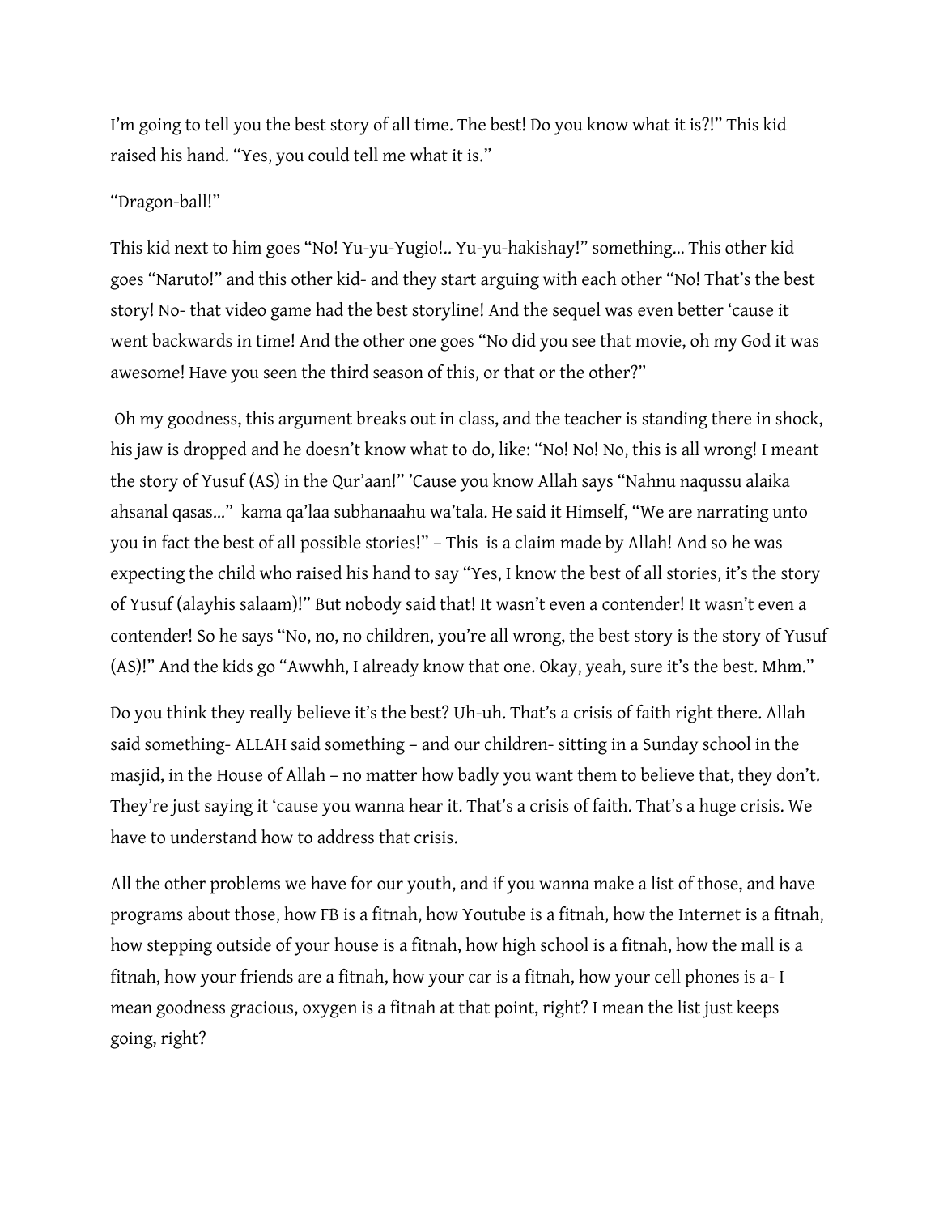I'm going to tell you the best story of all time. The best! Do you know what it is?!" This kid raised his hand. "Yes, you could tell me what it is."

"Dragon-ball!"

This kid next to him goes "No! Yu-yu-Yugio!.. Yu-yu-hakishay!" something... This other kid goes "Naruto!" and this other kid- and they start arguing with each other "No! That's the best story! No- that video game had the best storyline! And the sequel was even better 'cause it went backwards in time! And the other one goes "No did you see that movie, oh my God it was awesome! Have you seen the third season of this, or that or the other?"

Oh my goodness, this argument breaks out in class, and the teacher is standing there in shock, his jaw is dropped and he doesn't know what to do, like: "No! No! No, this is all wrong! I meant the story of Yusuf (AS) in the Qur'aan!" 'Cause you know Allah says "Nahnu naqussu alaika ahsanal qasas..." kama qa'laa subhanaahu wa'tala. He said it Himself, "We are narrating unto you in fact the best of all possible stories!" – This is a claim made by Allah! And so he was expecting the child who raised his hand to say "Yes, I know the best of all stories, it's the story of Yusuf (alayhis salaam)!" But nobody said that! It wasn't even a contender! It wasn't even a contender! So he says "No, no, no children, you're all wrong, the best story is the story of Yusuf (AS)!" And the kids go "Awwhh, I already know that one. Okay, yeah, sure it's the best. Mhm."

Do you think they really believe it's the best? Uh-uh. That's a crisis of faith right there. Allah said something- ALLAH said something – and our children- sitting in a Sunday school in the masjid, in the House of Allah – no matter how badly you want them to believe that, they don't. They're just saying it 'cause you wanna hear it. That's a crisis of faith. That's a huge crisis. We have to understand how to address that crisis.

All the other problems we have for our youth, and if you wanna make a list of those, and have programs about those, how FB is a fitnah, how Youtube is a fitnah, how the Internet is a fitnah, how stepping outside of your house is a fitnah, how high school is a fitnah, how the mall is a fitnah, how your friends are a fitnah, how your car is a fitnah, how your cell phones is a- I mean goodness gracious, oxygen is a fitnah at that point, right? I mean the list just keeps going, right?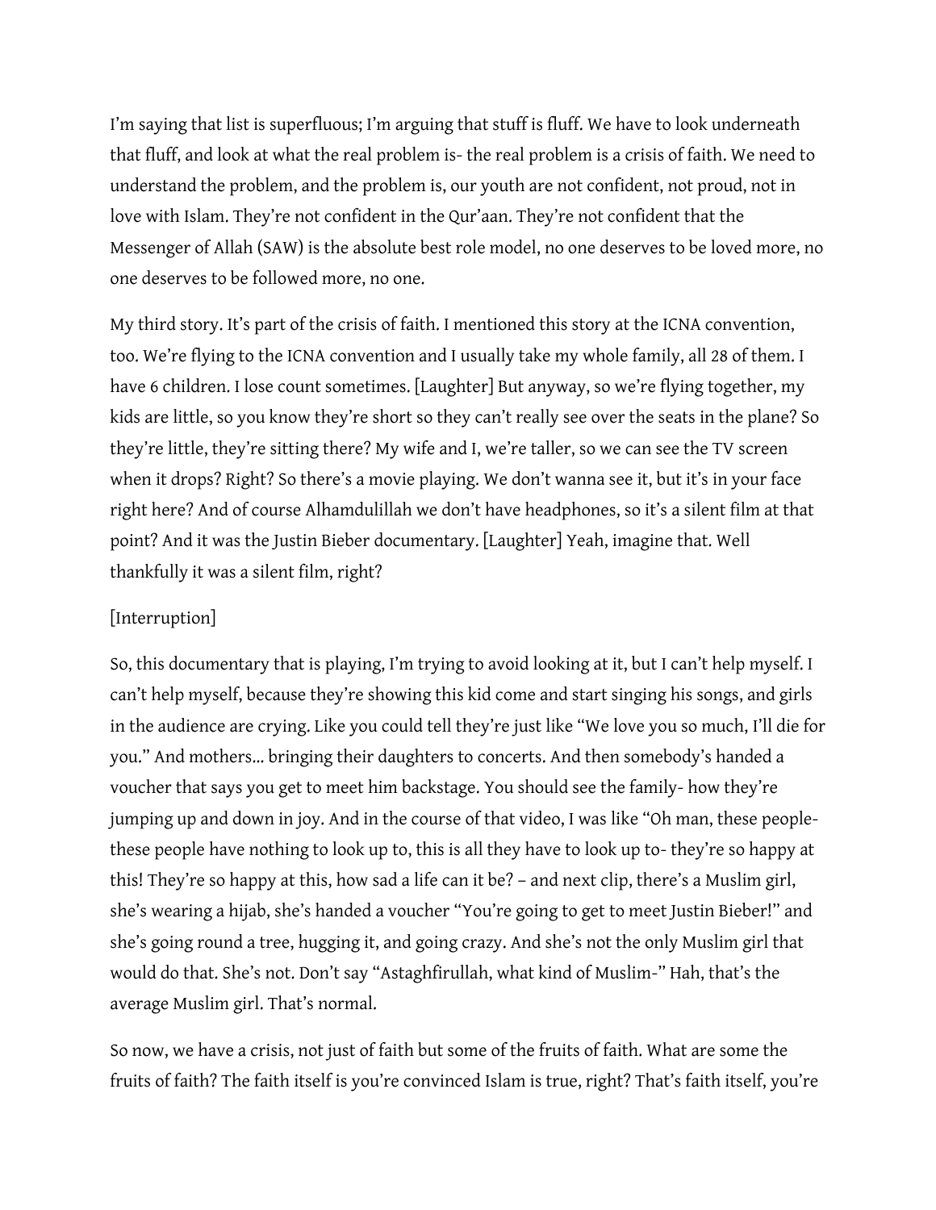I'm saying that list is superfluous; I'm arguing that stuff is fluff. We have to look underneath that fluff, and look at what the real problem is- the real problem is a crisis of faith. We need to understand the problem, and the problem is, our youth are not confident, not proud, not in love with Islam. They're not confident in the Qur'aan. They're not confident that the Messenger of Allah (SAW) is the absolute best role model, no one deserves to be loved more, no one deserves to be followed more, no one.

My third story. It's part of the crisis of faith. I mentioned this story at the ICNA convention, too. We're flying to the ICNA convention and I usually take my whole family, all 28 of them. I have 6 children. I lose count sometimes. [Laughter] But anyway, so we're flying together, my kids are little, so you know they're short so they can't really see over the seats in the plane? So they're little, they're sitting there? My wife and I, we're taller, so we can see the TV screen when it drops? Right? So there's a movie playing. We don't wanna see it, but it's in your face right here? And of course Alhamdulillah we don't have headphones, so it's a silent film at that point? And it was the Justin Bieber documentary. [Laughter] Yeah, imagine that. Well thankfully it was a silent film, right?

[Interruption]

So, this documentary that is playing, I'm trying to avoid looking at it, but I can't help myself. I can't help myself, because they're showing this kid come and start singing his songs, and girls in the audience are crying. Like you could tell they're just like "We love you so much, I'll die for you." And mothers... bringing their daughters to concerts. And then somebody's handed a voucher that says you get to meet him backstage. You should see the family- how they're jumping up and down in joy. And in the course of that video, I was like "Oh man, these people- these people have nothing to look up to, this is all they have to look up to- they're so happy at this! They're so happy at this, how sad a life can it be? – and next clip, there's a Muslim girl, she's wearing a hijab, she's handed a voucher "You're going to get to meet Justin Bieber!" and she's going round a tree, hugging it, and going crazy. And she's not the only Muslim girl that would do that. She's not. Don't say "Astaghfirullah, what kind of Muslim-" Hah, that's the average Muslim girl. That's normal.

So now, we have a crisis, not just of faith but some of the fruits of faith. What are some the fruits of faith? The faith itself is you're convinced Islam is true, right? That's faith itself, you're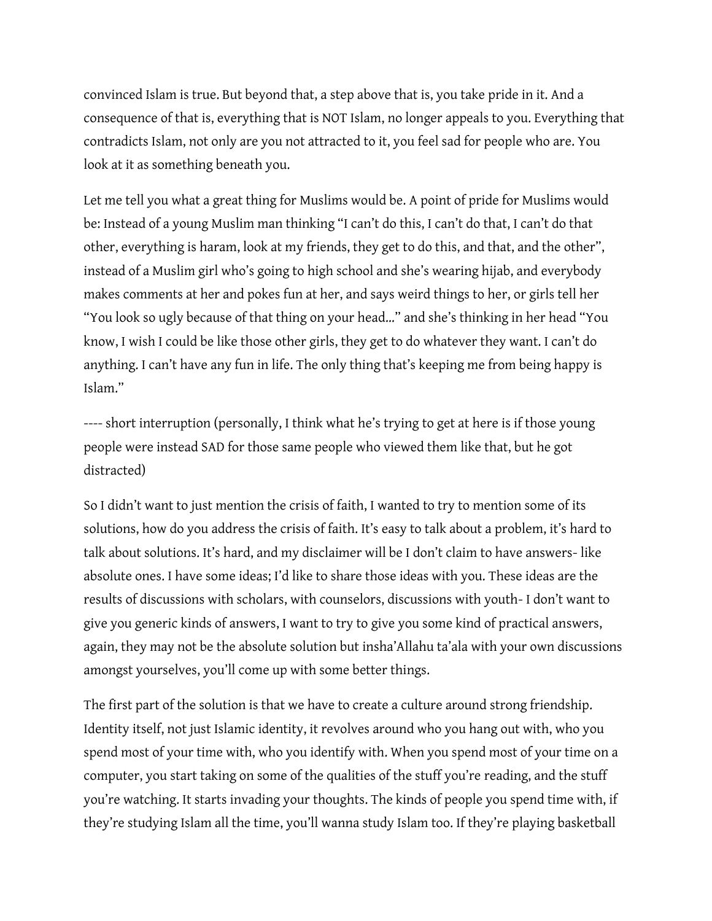convinced Islam is true. But beyond that, a step above that is, you take pride in it. And a consequence of that is, everything that is NOT Islam, no longer appeals to you. Everything that contradicts Islam, not only are you not attracted to it, you feel sad for people who are. You look at it as something beneath you.

Let me tell you what a great thing for Muslims would be. A point of pride for Muslims would be: Instead of a young Muslim man thinking "I can't do this, I can't do that, I can't do that other, everything is haram, look at my friends, they get to do this, and that, and the other", instead of a Muslim girl who's going to high school and she's wearing hijab, and everybody makes comments at her and pokes fun at her, and says weird things to her, or girls tell her "You look so ugly because of that thing on your head…" and she's thinking in her head "You know, I wish I could be like those other girls, they get to do whatever they want. I can't do anything. I can't have any fun in life. The only thing that's keeping me from being happy is Islam."

---- short interruption (personally, I think what he's trying to get at here is if those young people were instead SAD for those same people who viewed them like that, but he got distracted)

So I didn't want to just mention the crisis of faith, I wanted to try to mention some of its solutions, how do you address the crisis of faith. It's easy to talk about a problem, it's hard to talk about solutions. It's hard, and my disclaimer will be I don't claim to have answers- like absolute ones. I have some ideas; I'd like to share those ideas with you. These ideas are the results of discussions with scholars, with counselors, discussions with youth- I don't want to give you generic kinds of answers, I want to try to give you some kind of practical answers, again, they may not be the absolute solution but insha'Allahu ta'ala with your own discussions amongst yourselves, you'll come up with some better things.

The first part of the solution is that we have to create a culture around strong friendship. Identity itself, not just Islamic identity, it revolves around who you hang out with, who you spend most of your time with, who you identify with. When you spend most of your time on a computer, you start taking on some of the qualities of the stuff you're reading, and the stuff you're watching. It starts invading your thoughts. The kinds of people you spend time with, if they're studying Islam all the time, you'll wanna study Islam too. If they're playing basketball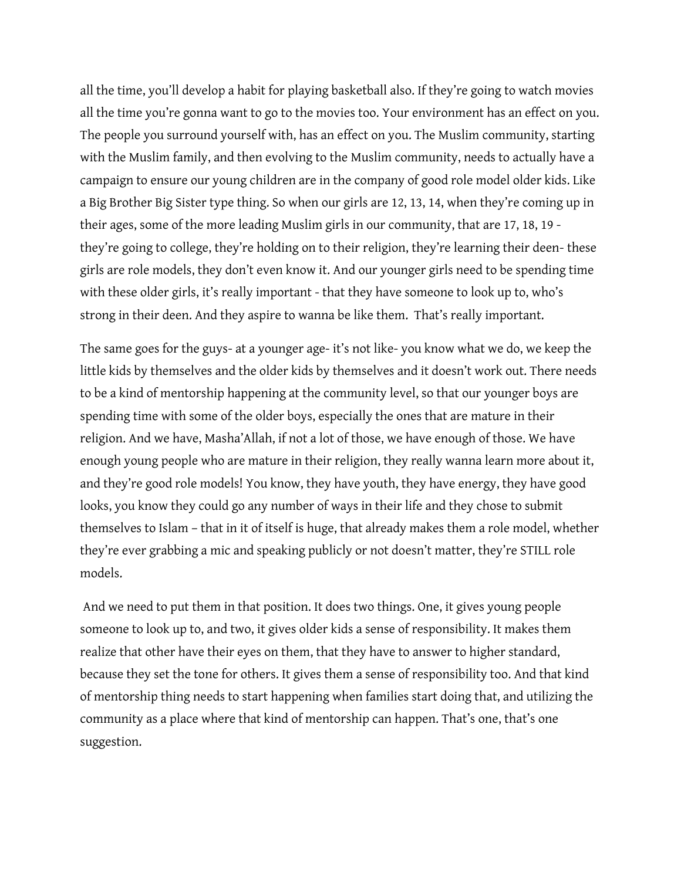all the time, you'll develop a habit for playing basketball also. If they're going to watch movies all the time you're gonna want to go to the movies too. Your environment has an effect on you. The people you surround yourself with, has an effect on you. The Muslim community, starting with the Muslim family, and then evolving to the Muslim community, needs to actually have a campaign to ensure our young children are in the company of good role model older kids. Like a Big Brother Big Sister type thing. So when our girls are 12, 13, 14, when they're coming up in their ages, some of the more leading Muslim girls in our community, that are 17, 18, 19 - they're going to college, they're holding on to their religion, they're learning their deen- these girls are role models, they don't even know it. And our younger girls need to be spending time with these older girls, it's really important - that they have someone to look up to, who's strong in their deen. And they aspire to wanna be like them. That's really important.

The same goes for the guys- at a younger age- it's not like- you know what we do, we keep the little kids by themselves and the older kids by themselves and it doesn't work out. There needs to be a kind of mentorship happening at the community level, so that our younger boys are spending time with some of the older boys, especially the ones that are mature in their religion. And we have, Masha'Allah, if not a lot of those, we have enough of those. We have enough young people who are mature in their religion, they really wanna learn more about it, and they're good role models! You know, they have youth, they have energy, they have good looks, you know they could go any number of ways in their life and they chose to submit themselves to Islam – that in it of itself is huge, that already makes them a role model, whether they're ever grabbing a mic and speaking publicly or not doesn't matter, they're STILL role models.

And we need to put them in that position. It does two things. One, it gives young people someone to look up to, and two, it gives older kids a sense of responsibility. It makes them realize that other have their eyes on them, that they have to answer to higher standard, because they set the tone for others. It gives them a sense of responsibility too. And that kind of mentorship thing needs to start happening when families start doing that, and utilizing the community as a place where that kind of mentorship can happen. That's one, that's one suggestion.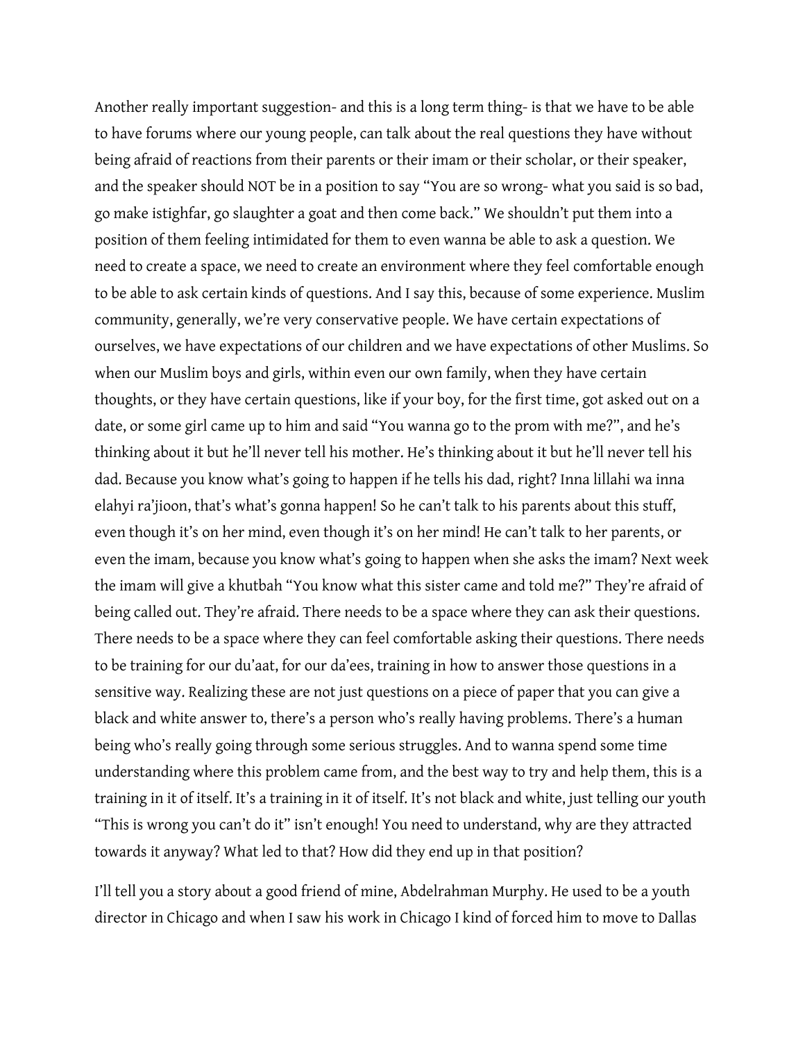Another really important suggestion- and this is a long term thing- is that we have to be able to have forums where our young people, can talk about the real questions they have without being afraid of reactions from their parents or their imam or their scholar, or their speaker, and the speaker should NOT be in a position to say "You are so wrong- what you said is so bad, go make istighfar, go slaughter a goat and then come back." We shouldn't put them into a position of them feeling intimidated for them to even wanna be able to ask a question. We need to create a space, we need to create an environment where they feel comfortable enough to be able to ask certain kinds of questions. And I say this, because of some experience. Muslim community, generally, we're very conservative people. We have certain expectations of ourselves, we have expectations of our children and we have expectations of other Muslims. So when our Muslim boys and girls, within even our own family, when they have certain thoughts, or they have certain questions, like if your boy, for the first time, got asked out on a date, or some girl came up to him and said "You wanna go to the prom with me?", and he's thinking about it but he'll never tell his mother. He's thinking about it but he'll never tell his dad. Because you know what's going to happen if he tells his dad, right? Inna lillahi wa inna elahyi ra'jioon, that's what's gonna happen! So he can't talk to his parents about this stuff, even though it's on her mind, even though it's on her mind! He can't talk to her parents, or even the imam, because you know what's going to happen when she asks the imam? Next week the imam will give a khutbah "You know what this sister came and told me?" They're afraid of being called out. They're afraid. There needs to be a space where they can ask their questions. There needs to be a space where they can feel comfortable asking their questions. There needs to be training for our du'aat, for our da'ees, training in how to answer those questions in a sensitive way. Realizing these are not just questions on a piece of paper that you can give a black and white answer to, there's a person who's really having problems. There's a human being who's really going through some serious struggles. And to wanna spend some time understanding where this problem came from, and the best way to try and help them, this is a training in it of itself. It's a training in it of itself. It's not black and white, just telling our youth "This is wrong you can't do it" isn't enough! You need to understand, why are they attracted towards it anyway? What led to that? How did they end up in that position?

I'll tell you a story about a good friend of mine, Abdelrahman Murphy. He used to be a youth director in Chicago and when I saw his work in Chicago I kind of forced him to move to Dallas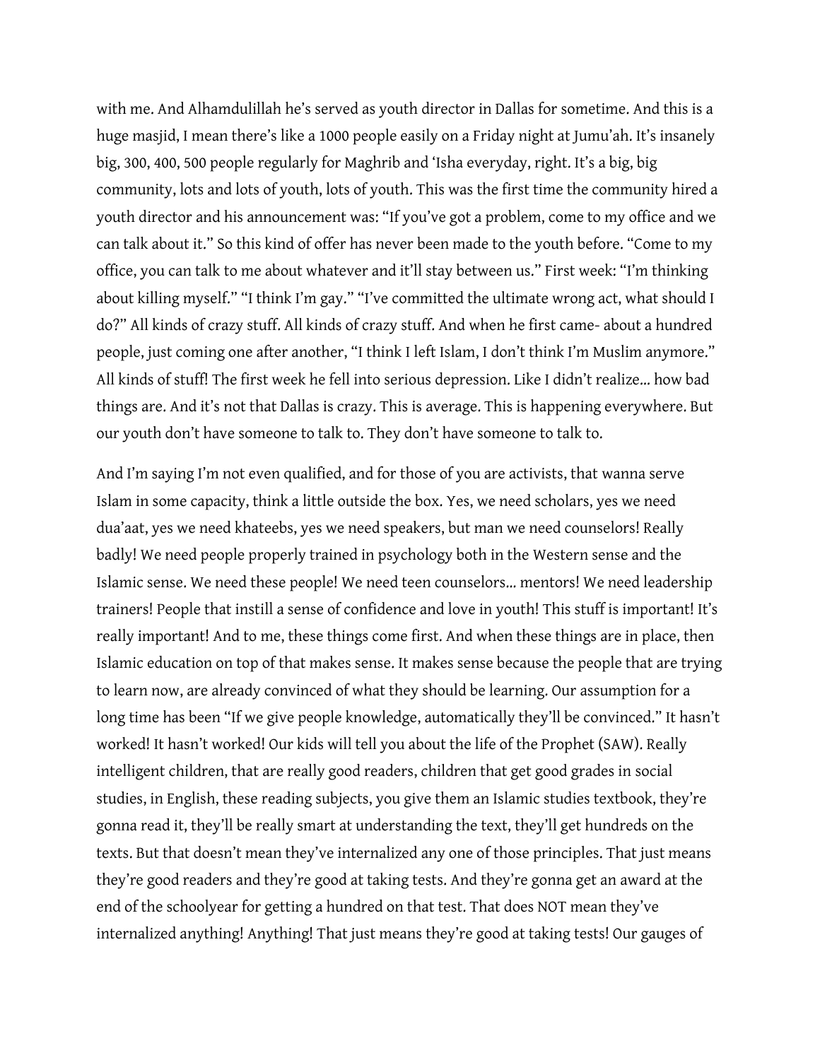with me. And Alhamdulillah he's served as youth director in Dallas for sometime. And this is a huge masjid, I mean there's like a 1000 people easily on a Friday night at Jumu'ah. It's insanely big, 300, 400, 500 people regularly for Maghrib and 'Isha everyday, right. It's a big, big community, lots and lots of youth, lots of youth. This was the first time the community hired a youth director and his announcement was: "If you've got a problem, come to my office and we can talk about it." So this kind of offer has never been made to the youth before. "Come to my office, you can talk to me about whatever and it'll stay between us." First week: "I'm thinking about killing myself." "I think I'm gay." "I've committed the ultimate wrong act, what should I do?" All kinds of crazy stuff. All kinds of crazy stuff. And when he first came- about a hundred people, just coming one after another, "I think I left Islam, I don't think I'm Muslim anymore." All kinds of stuff! The first week he fell into serious depression. Like I didn't realize... how bad things are. And it's not that Dallas is crazy. This is average. This is happening everywhere. But our youth don't have someone to talk to. They don't have someone to talk to.

And I'm saying I'm not even qualified, and for those of you are activists, that wanna serve Islam in some capacity, think a little outside the box. Yes, we need scholars, yes we need dua'aat, yes we need khateebs, yes we need speakers, but man we need counselors! Really badly! We need people properly trained in psychology both in the Western sense and the Islamic sense. We need these people! We need teen counselors... mentors! We need leadership trainers! People that instill a sense of confidence and love in youth! This stuff is important! It's really important! And to me, these things come first. And when these things are in place, then Islamic education on top of that makes sense. It makes sense because the people that are trying to learn now, are already convinced of what they should be learning. Our assumption for a long time has been "If we give people knowledge, automatically they'll be convinced." It hasn't worked! It hasn't worked! Our kids will tell you about the life of the Prophet (SAW). Really intelligent children, that are really good readers, children that get good grades in social studies, in English, these reading subjects, you give them an Islamic studies textbook, they're gonna read it, they'll be really smart at understanding the text, they'll get hundreds on the texts. But that doesn't mean they've internalized any one of those principles. That just means they're good readers and they're good at taking tests. And they're gonna get an award at the end of the schoolyear for getting a hundred on that test. That does NOT mean they've internalized anything! Anything! That just means they're good at taking tests! Our gauges of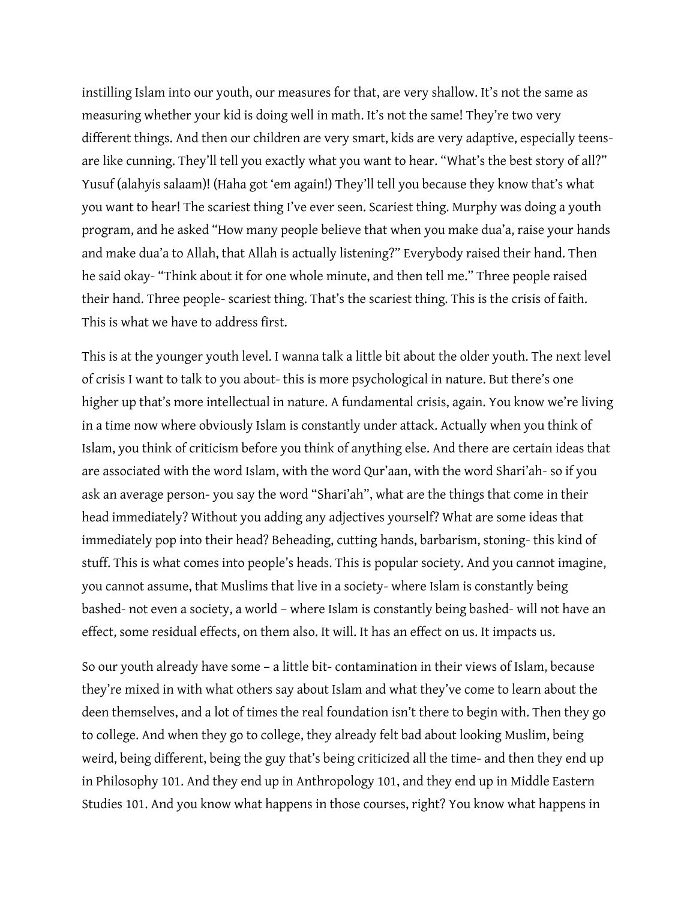instilling Islam into our youth, our measures for that, are very shallow. It's not the same as measuring whether your kid is doing well in math. It's not the same! They're two very different things. And then our children are very smart, kids are very adaptive, especially teens- are like cunning. They'll tell you exactly what you want to hear. "What's the best story of all?" Yusuf (alahyis salaam)! (Haha got 'em again!) They'll tell you because they know that's what you want to hear! The scariest thing I've ever seen. Scariest thing. Murphy was doing a youth program, and he asked "How many people believe that when you make dua'a, raise your hands and make dua'a to Allah, that Allah is actually listening?" Everybody raised their hand. Then he said okay- "Think about it for one whole minute, and then tell me." Three people raised their hand. Three people- scariest thing. That's the scariest thing. This is the crisis of faith. This is what we have to address first.

This is at the younger youth level. I wanna talk a little bit about the older youth. The next level of crisis I want to talk to you about- this is more psychological in nature. But there's one higher up that's more intellectual in nature. A fundamental crisis, again. You know we're living in a time now where obviously Islam is constantly under attack. Actually when you think of Islam, you think of criticism before you think of anything else. And there are certain ideas that are associated with the word Islam, with the word Qur'aan, with the word Shari'ah- so if you ask an average person- you say the word "Shari'ah", what are the things that come in their head immediately? Without you adding any adjectives yourself? What are some ideas that immediately pop into their head? Beheading, cutting hands, barbarism, stoning- this kind of stuff. This is what comes into people's heads. This is popular society. And you cannot imagine, you cannot assume, that Muslims that live in a society- where Islam is constantly being bashed- not even a society, a world – where Islam is constantly being bashed- will not have an effect, some residual effects, on them also. It will. It has an effect on us. It impacts us.

So our youth already have some – a little bit- contamination in their views of Islam, because they're mixed in with what others say about Islam and what they've come to learn about the deen themselves, and a lot of times the real foundation isn't there to begin with. Then they go to college. And when they go to college, they already felt bad about looking Muslim, being weird, being different, being the guy that's being criticized all the time- and then they end up in Philosophy 101. And they end up in Anthropology 101, and they end up in Middle Eastern Studies 101. And you know what happens in those courses, right? You know what happens in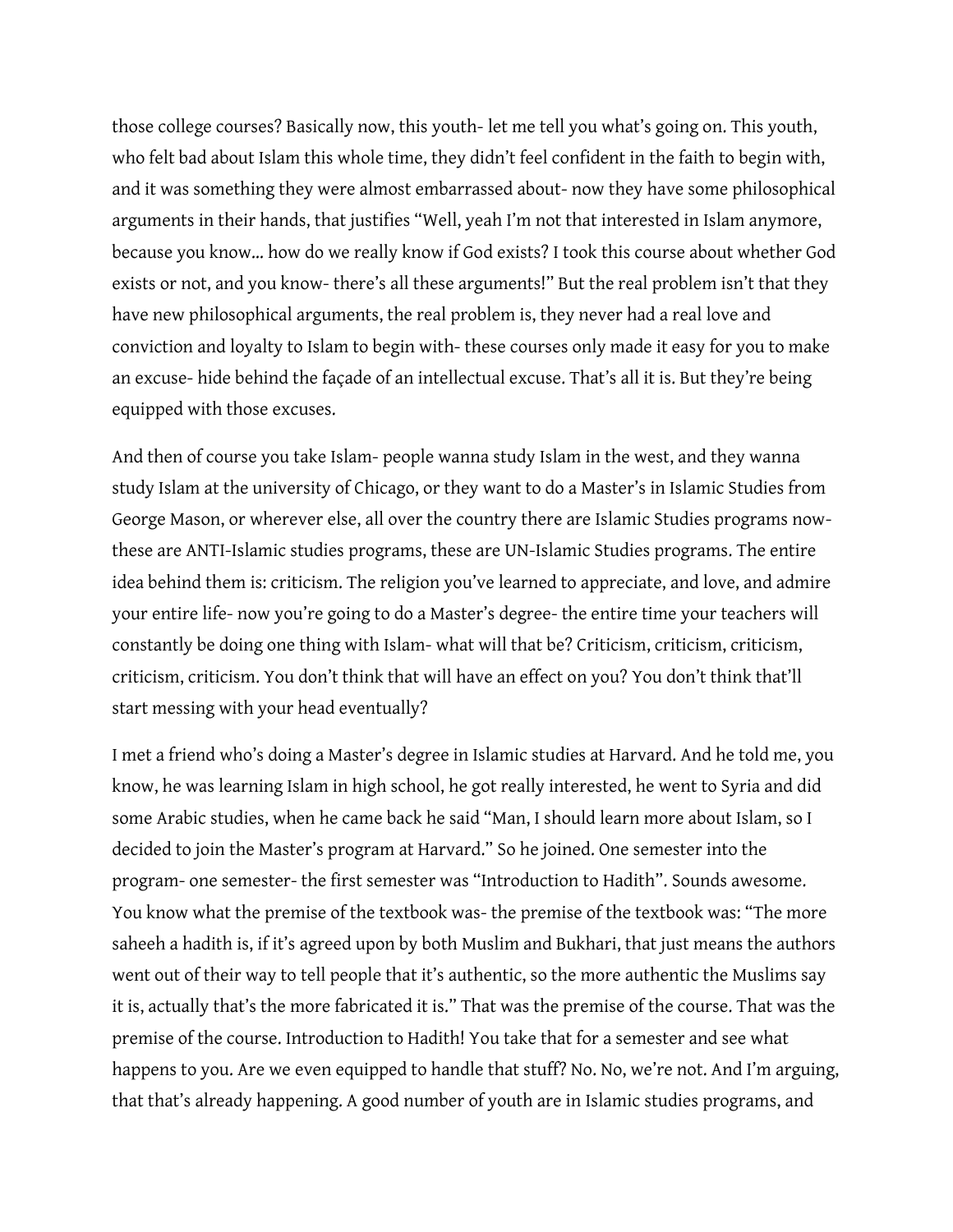those college courses? Basically now, this youth- let me tell you what's going on. This youth, who felt bad about Islam this whole time, they didn't feel confident in the faith to begin with, and it was something they were almost embarrassed about- now they have some philosophical arguments in their hands, that justifies "Well, yeah I'm not that interested in Islam anymore, because you know... how do we really know if God exists? I took this course about whether God exists or not, and you know- there's all these arguments!" But the real problem isn't that they have new philosophical arguments, the real problem is, they never had a real love and conviction and loyalty to Islam to begin with- these courses only made it easy for you to make an excuse- hide behind the façade of an intellectual excuse. That's all it is. But they're being equipped with those excuses.

And then of course you take Islam- people wanna study Islam in the west, and they wanna study Islam at the university of Chicago, or they want to do a Master's in Islamic Studies from George Mason, or wherever else, all over the country there are Islamic Studies programs now- these are ANTI-Islamic studies programs, these are UN-Islamic Studies programs. The entire idea behind them is: criticism. The religion you've learned to appreciate, and love, and admire your entire life- now you're going to do a Master's degree- the entire time your teachers will constantly be doing one thing with Islam- what will that be? Criticism, criticism, criticism, criticism, criticism. You don't think that will have an effect on you? You don't think that'll start messing with your head eventually?

I met a friend who's doing a Master's degree in Islamic studies at Harvard. And he told me, you know, he was learning Islam in high school, he got really interested, he went to Syria and did some Arabic studies, when he came back he said "Man, I should learn more about Islam, so I decided to join the Master's program at Harvard." So he joined. One semester into the program- one semester- the first semester was "Introduction to Hadith". Sounds awesome. You know what the premise of the textbook was- the premise of the textbook was: "The more saheeh a hadith is, if it's agreed upon by both Muslim and Bukhari, that just means the authors went out of their way to tell people that it's authentic, so the more authentic the Muslims say it is, actually that's the more fabricated it is." That was the premise of the course. That was the premise of the course. Introduction to Hadith! You take that for a semester and see what happens to you. Are we even equipped to handle that stuff? No. No, we're not. And I'm arguing, that that's already happening. A good number of youth are in Islamic studies programs, and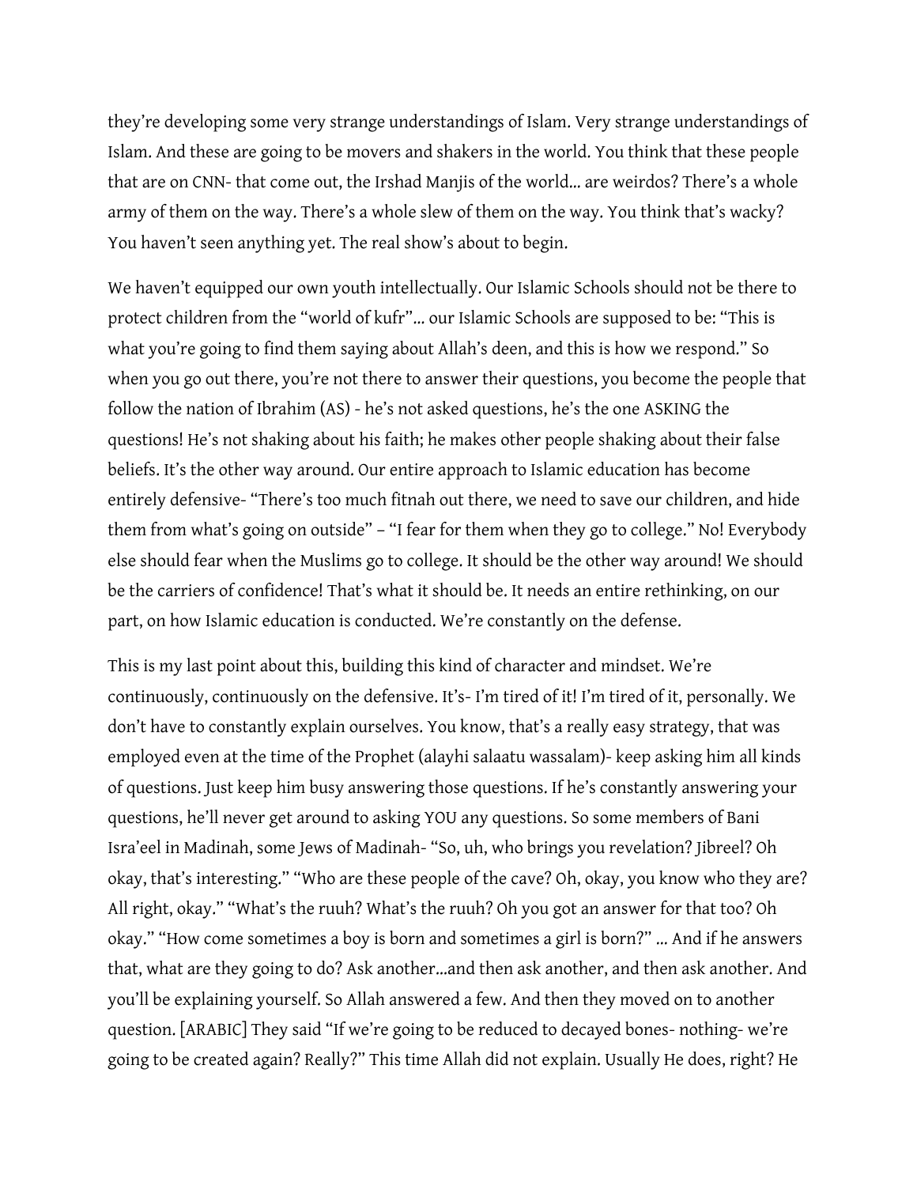they're developing some very strange understandings of Islam. Very strange understandings of Islam. And these are going to be movers and shakers in the world. You think that these people that are on CNN- that come out, the Irshad Manjis of the world... are weirdos? There's a whole army of them on the way. There's a whole slew of them on the way. You think that's wacky? You haven't seen anything yet. The real show's about to begin.

We haven't equipped our own youth intellectually. Our Islamic Schools should not be there to protect children from the "world of kufr"... our Islamic Schools are supposed to be: "This is what you're going to find them saying about Allah's deen, and this is how we respond." So when you go out there, you're not there to answer their questions, you become the people that follow the nation of Ibrahim (AS) - he's not asked questions, he's the one ASKING the questions! He's not shaking about his faith; he makes other people shaking about their false beliefs. It's the other way around. Our entire approach to Islamic education has become entirely defensive- "There's too much fitnah out there, we need to save our children, and hide them from what's going on outside" – "I fear for them when they go to college." No! Everybody else should fear when the Muslims go to college. It should be the other way around! We should be the carriers of confidence! That's what it should be. It needs an entire rethinking, on our part, on how Islamic education is conducted. We're constantly on the defense.

This is my last point about this, building this kind of character and mindset. We're continuously, continuously on the defensive. It's- I'm tired of it! I'm tired of it, personally. We don't have to constantly explain ourselves. You know, that's a really easy strategy, that was employed even at the time of the Prophet (alayhi salaatu wassalam)- keep asking him all kinds of questions. Just keep him busy answering those questions. If he's constantly answering your questions, he'll never get around to asking YOU any questions. So some members of Bani Isra'eel in Madinah, some Jews of Madinah- "So, uh, who brings you revelation? Jibreel? Oh okay, that's interesting." "Who are these people of the cave? Oh, okay, you know who they are? All right, okay." "What's the ruuh? What's the ruuh? Oh you got an answer for that too? Oh okay." "How come sometimes a boy is born and sometimes a girl is born?" ... And if he answers that, what are they going to do? Ask another...and then ask another, and then ask another. And you'll be explaining yourself. So Allah answered a few. And then they moved on to another question. [ARABIC] They said "If we're going to be reduced to decayed bones- nothing- we're going to be created again? Really?" This time Allah did not explain. Usually He does, right? He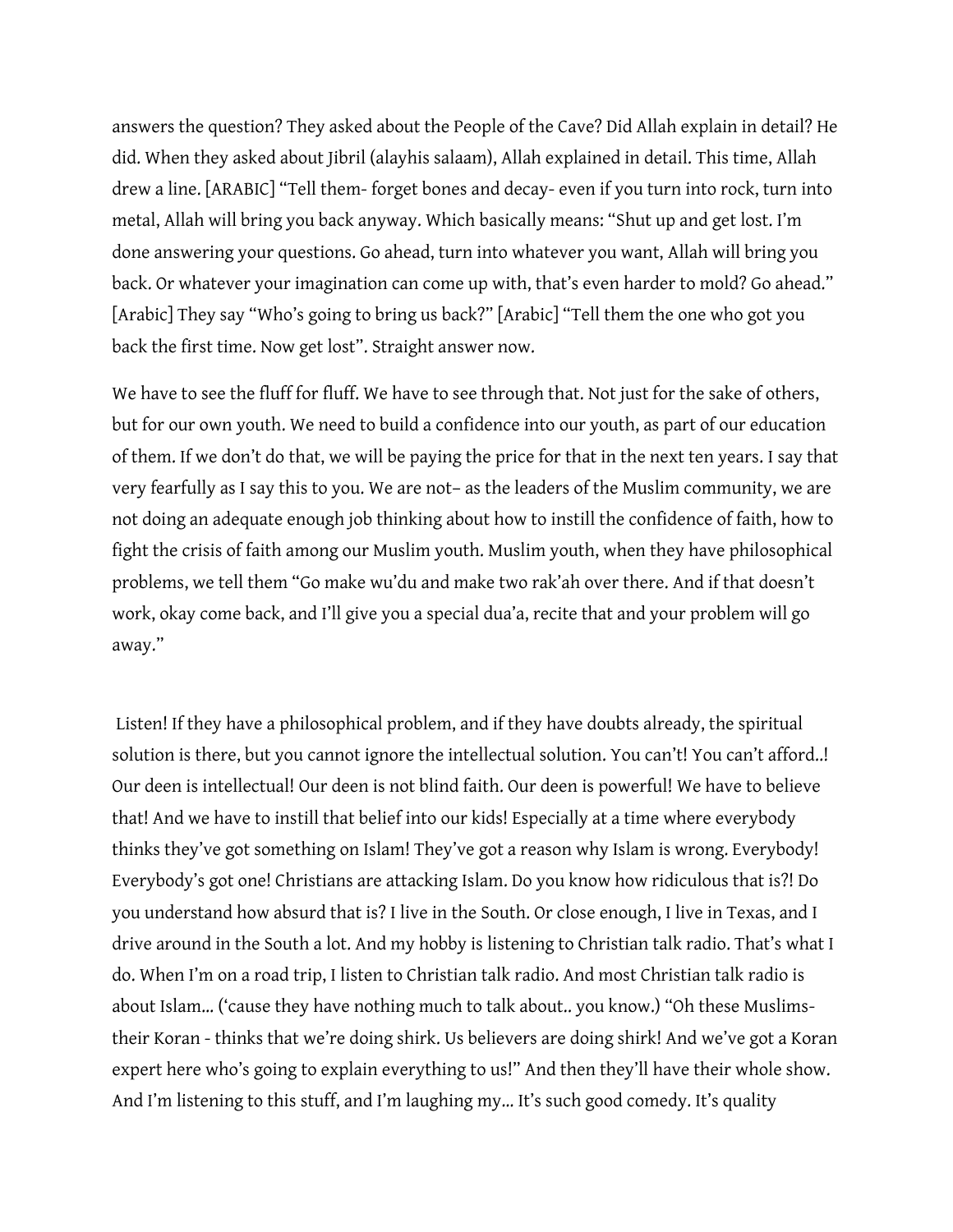answers the question? They asked about the People of the Cave? Did Allah explain in detail? He did. When they asked about Jibril (alayhis salaam), Allah explained in detail. This time, Allah drew a line. [ARABIC] "Tell them- forget bones and decay- even if you turn into rock, turn into metal, Allah will bring you back anyway. Which basically means: "Shut up and get lost. I'm done answering your questions. Go ahead, turn into whatever you want, Allah will bring you back. Or whatever your imagination can come up with, that's even harder to mold? Go ahead." [Arabic] They say "Who's going to bring us back?" [Arabic] "Tell them the one who got you back the first time. Now get lost". Straight answer now.

We have to see the fluff for fluff. We have to see through that. Not just for the sake of others, but for our own youth. We need to build a confidence into our youth, as part of our education of them. If we don't do that, we will be paying the price for that in the next ten years. I say that very fearfully as I say this to you. We are not– as the leaders of the Muslim community, we are not doing an adequate enough job thinking about how to instill the confidence of faith, how to fight the crisis of faith among our Muslim youth. Muslim youth, when they have philosophical problems, we tell them "Go make wu'du and make two rak'ah over there. And if that doesn't work, okay come back, and I'll give you a special dua'a, recite that and your problem will go away."

Listen! If they have a philosophical problem, and if they have doubts already, the spiritual solution is there, but you cannot ignore the intellectual solution. You can't! You can't afford..! Our deen is intellectual! Our deen is not blind faith. Our deen is powerful! We have to believe that! And we have to instill that belief into our kids! Especially at a time where everybody thinks they've got something on Islam! They've got a reason why Islam is wrong. Everybody! Everybody's got one! Christians are attacking Islam. Do you know how ridiculous that is?! Do you understand how absurd that is? I live in the South. Or close enough, I live in Texas, and I drive around in the South a lot. And my hobby is listening to Christian talk radio. That's what I do. When I'm on a road trip, I listen to Christian talk radio. And most Christian talk radio is about Islam... ('cause they have nothing much to talk about.. you know.) "Oh these Muslims- their Koran - thinks that we're doing shirk. Us believers are doing shirk! And we've got a Koran expert here who's going to explain everything to us!" And then they'll have their whole show. And I'm listening to this stuff, and I'm laughing my... It's such good comedy. It's quality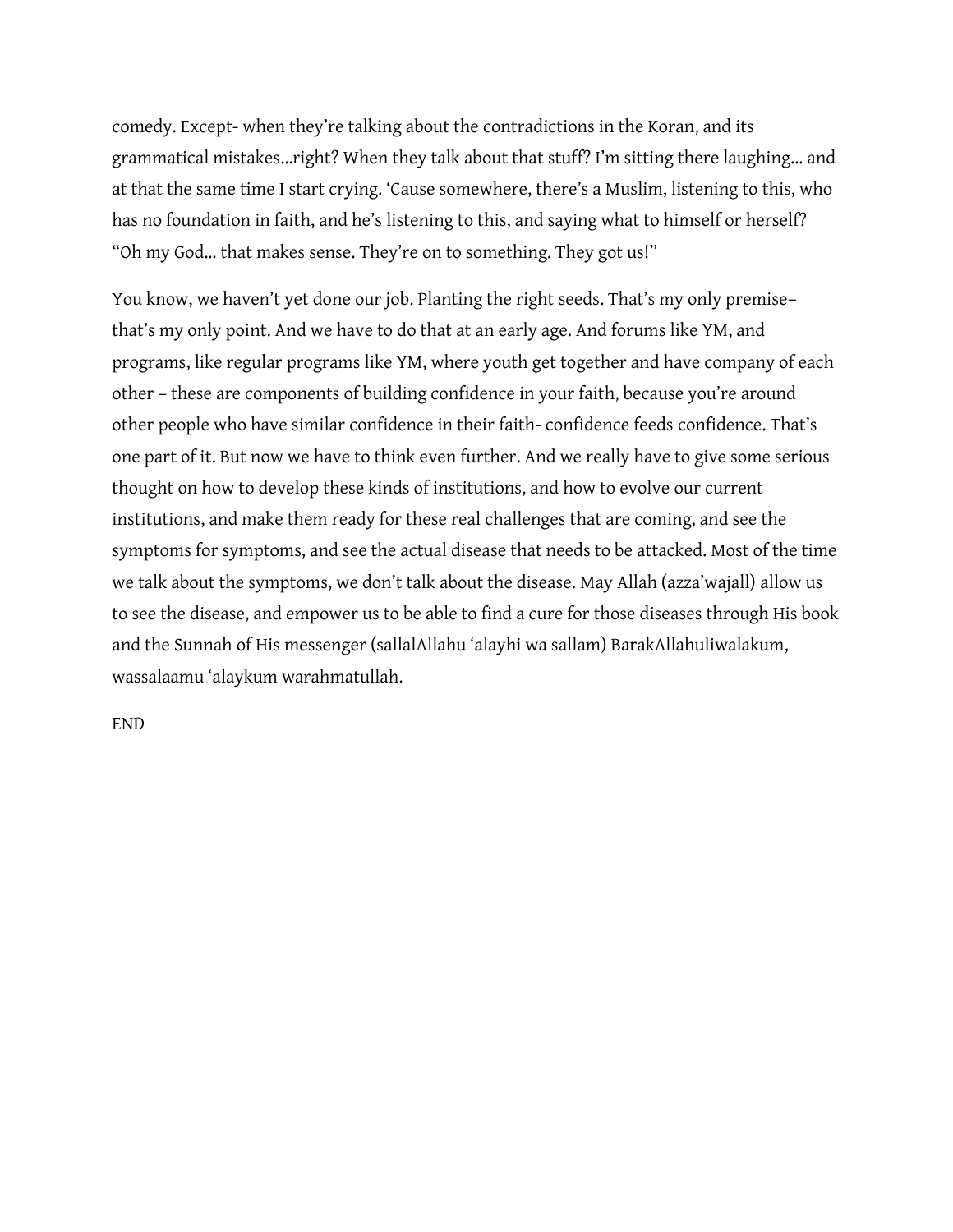comedy. Except- when they're talking about the contradictions in the Koran, and its grammatical mistakes...right? When they talk about that stuff? I'm sitting there laughing... and at that the same time I start crying. 'Cause somewhere, there's a Muslim, listening to this, who has no foundation in faith, and he's listening to this, and saying what to himself or herself? "Oh my God... that makes sense. They're on to something. They got us!"

You know, we haven't yet done our job. Planting the right seeds. That's my only premise– that's my only point. And we have to do that at an early age. And forums like YM, and programs, like regular programs like YM, where youth get together and have company of each other – these are components of building confidence in your faith, because you're around other people who have similar confidence in their faith- confidence feeds confidence. That's one part of it. But now we have to think even further. And we really have to give some serious thought on how to develop these kinds of institutions, and how to evolve our current institutions, and make them ready for these real challenges that are coming, and see the symptoms for symptoms, and see the actual disease that needs to be attacked. Most of the time we talk about the symptoms, we don't talk about the disease. May Allah (azza'wajall) allow us to see the disease, and empower us to be able to find a cure for those diseases through His book and the Sunnah of His messenger (sallalAllahu 'alayhi wa sallam) BarakAllahuliwalakum, wassalaamu 'alaykum warahmatullah.

END